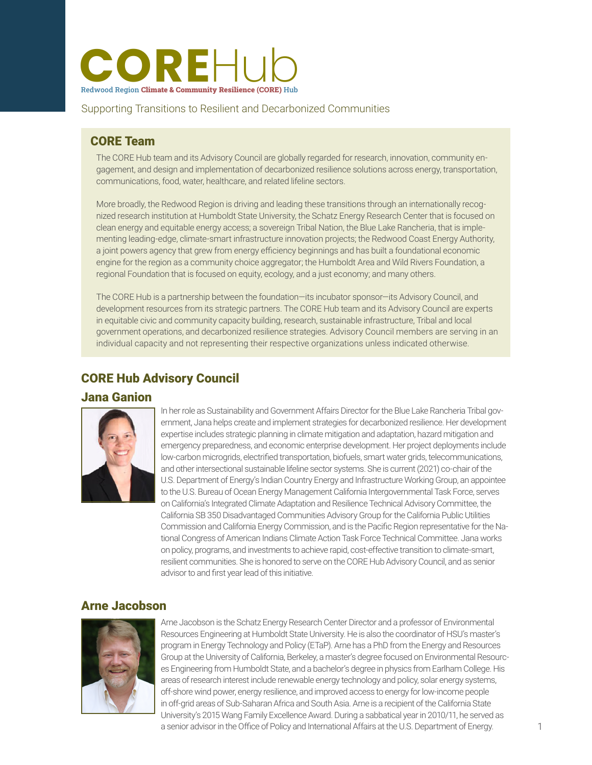# COREHub

Redwood Region **Climate & Community Resilience (CORE)** Hub

Supporting Transitions to Resilient and Decarbonized Communities

## CORE Team

The CORE Hub team and its Advisory Council are globally regarded for research, innovation, community engagement, and design and implementation of decarbonized resilience solutions across energy, transportation, communications, food, water, healthcare, and related lifeline sectors.

More broadly, the Redwood Region is driving and leading these transitions through an internationally recognized research institution at Humboldt State University, the Schatz Energy Research Center that is focused on clean energy and equitable energy access; a sovereign Tribal Nation, the Blue Lake Rancheria, that is implementing leading-edge, climate-smart infrastructure innovation projects; the Redwood Coast Energy Authority, a joint powers agency that grew from energy efficiency beginnings and has built a foundational economic engine for the region as a community choice aggregator; the Humboldt Area and Wild Rivers Foundation, a regional Foundation that is focused on equity, ecology, and a just economy; and many others.

The CORE Hub is a partnership between the foundation—its incubator sponsor—its Advisory Council, and development resources from its strategic partners. The CORE Hub team and its Advisory Council are experts in equitable civic and community capacity building, research, sustainable infrastructure, Tribal and local government operations, and decarbonized resilience strategies. Advisory Council members are serving in an individual capacity and not representing their respective organizations unless indicated otherwise.

## CORE Hub Advisory Council

### Jana Ganion

In her role as Sustainability and Government Affairs Director for the Blue Lake Rancheria Tribal government, Jana helps create and implement strategies for decarbonized resilience. Her development expertise includes strategic planning in climate mitigation and adaptation, hazard mitigation and emergency preparedness, and economic enterprise development. Her project deployments include low-carbon microgrids, electrified transportation, biofuels, smart water grids, telecommunications, and other intersectional sustainable lifeline sector systems. She is current (2021) co-chair of the U.S. Department of Energy's Indian Country Energy and Infrastructure Working Group, an appointee to the U.S. Bureau of Ocean Energy Management California Intergovernmental Task Force, serves on California's Integrated Climate Adaptation and Resilience Technical Advisory Committee, the California SB 350 Disadvantaged Communities Advisory Group for the California Public Utilities Commission and California Energy Commission, and is the Pacific Region representative for the National Congress of American Indians Climate Action Task Force Technical Committee. Jana works on policy, programs, and investments to achieve rapid, cost-effective transition to climate-smart, resilient communities. She is honored to serve on the CORE Hub Advisory Council, and as senior advisor to and first year lead of this initiative.

### Arne Jacobson

Arne Jacobson is the Schatz Energy Research Center Director and a professor of Environmental Resources Engineering at Humboldt State University. He is also the coordinator of HSU's master's program in Energy Technology and Policy (ETaP). Arne has a PhD from the Energy and Resources Group at the University of California, Berkeley, a master's degree focused on Environmental Resources Engineering from Humboldt State, and a bachelor's degree in physics from Earlham College. His areas of research interest include renewable energy technology and policy, solar energy systems, off-shore wind power, energy resilience, and improved access to energy for low-income people in off-grid areas of Sub-Saharan Africa and South Asia. Arne is a recipient of the California State University's 2015 Wang Family Excellence Award. During a sabbatical year in 2010/11, he served as a senior advisor in the Office of Policy and International Affairs at the U.S. Department of Energy.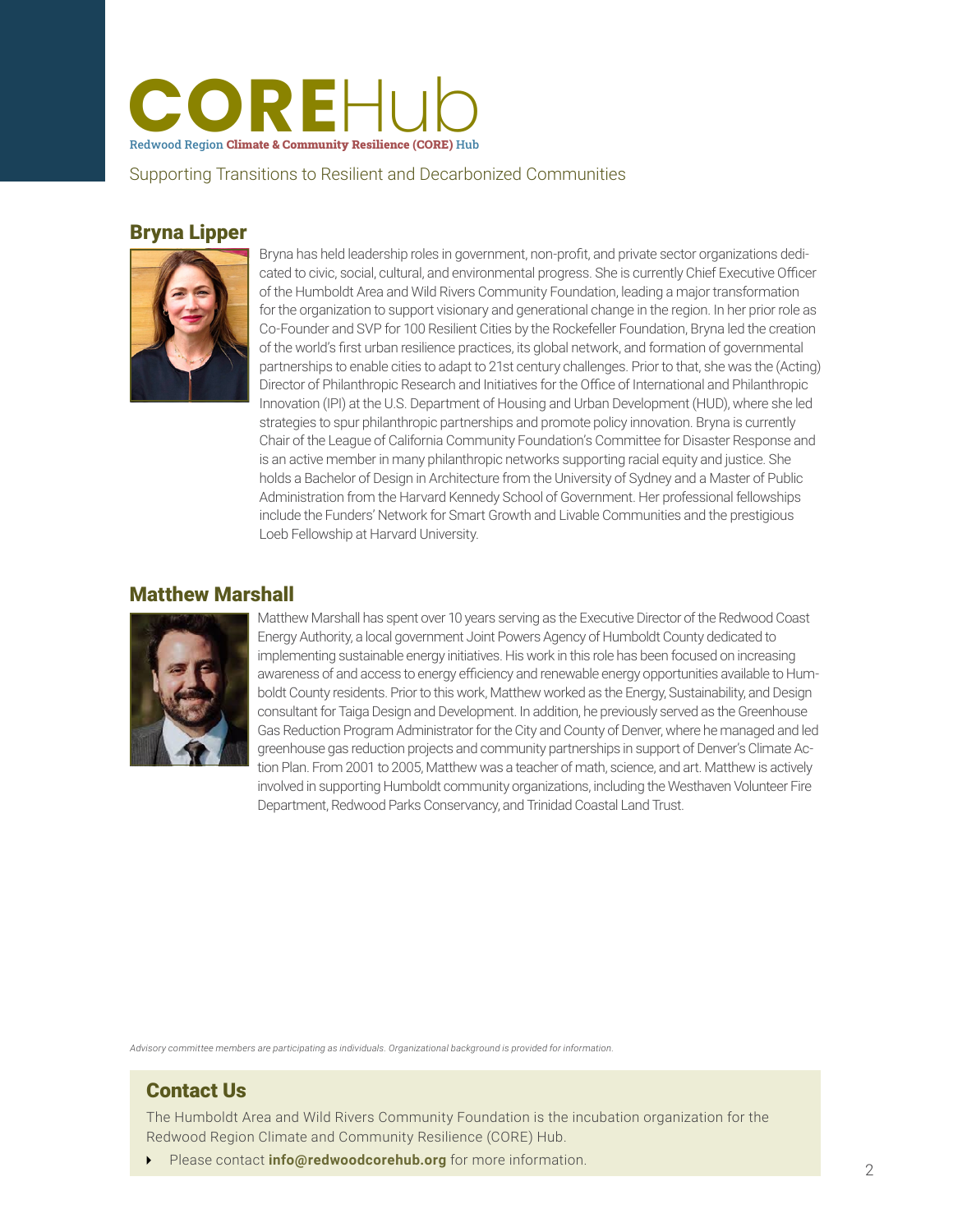# COREHub

Redwood Region **Climate & Community Resilience (CORE)** Hub

Supporting Transitions to Resilient and Decarbonized Communities

## Bryna Lipper

Bryna has held leadership roles in government, non-profit, and private sector organizations dedicated to civic, social, cultural, and environmental progress. She is currently Chief Executive Officer of the Humboldt Area and Wild Rivers Community Foundation, leading a major transformation for the organization to support visionary and generational change in the region. In her prior role as Co-Founder and SVP for 100 Resilient Cities by the Rockefeller Foundation, Bryna led the creation of the world's first urban resilience practices, its global network, and formation of governmental partnerships to enable cities to adapt to 21st century challenges. Prior to that, she was the (Acting) Director of Philanthropic Research and Initiatives for the Office of International and Philanthropic Innovation (IPI) at the U.S. Department of Housing and Urban Development (HUD), where she led strategies to spur philanthropic partnerships and promote policy innovation. Bryna is currently Chair of the League of California Community Foundation's Committee for Disaster Response and is an active member in many philanthropic networks supporting racial equity and justice. She holds a Bachelor of Design in Architecture from the University of Sydney and a Master of Public Administration from the Harvard Kennedy School of Government. Her professional fellowships include the Funders' Network for Smart Growth and Livable Communities and the prestigious Loeb Fellowship at Harvard University.

## Matthew Marshall

Matthew Marshall has spent over 10 years serving as the Executive Director of the Redwood Coast Energy Authority, a local government Joint Powers Agency of Humboldt County dedicated to implementing sustainable energy initiatives. His work in this role has been focused on increasing awareness of and access to energy efficiency and renewable energy opportunities available to Humboldt County residents. Prior to this work, Matthew worked as the Energy, Sustainability, and Design consultant for Taiga Design and Development. In addition, he previously served as the Greenhouse Gas Reduction Program Administrator for the City and County of Denver, where he managed and led greenhouse gas reduction projects and community partnerships in support of Denver's Climate Action Plan. From 2001 to 2005, Matthew was a teacher of math, science, and art. Matthew is actively involved in supporting Humboldt community organizations, including the Westhaven Volunteer Fire Department, Redwood Parks Conservancy, and Trinidad Coastal Land Trust.

*Advisory committee members are participating as individuals. Organizational background is provided for information.*

## Contact Us

The Humboldt Area and Wild Rivers Community Foundation is the incubation organization for the Redwood Region Climate and Community Resilience (CORE) Hub.

- Please contact **info@redwoodcorehub.org** for more information.